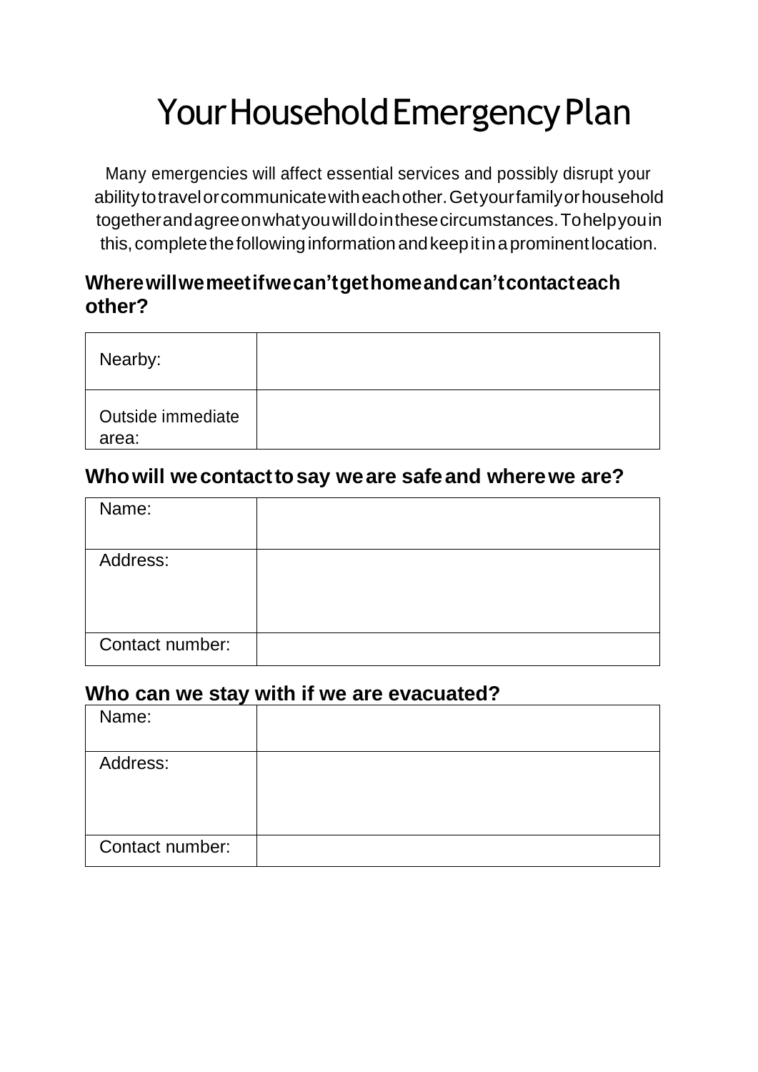# Your Household Emergency Plan

Many emergencies will affect essential services and possibly disrupt your ability to travel or communicate with each other. Get your family or household together and agree on what you will do in these circumstances. To help you in this, complete the following information and keep it in a prominent location.

## Where will we meet if we can't get home and can't contact each other?

| | |
|---|---|
| Nearby: | |
| Outside immediate area: | |

## Who will we contact to say we are safe and where we are?

| | |
|---|---|
| Name: | |
| Address: | |
| Contact number: | |

## Who can we stay with if we are evacuated?

| | |
|---|---|
| Name: | |
| Address: | |
| Contact number: | |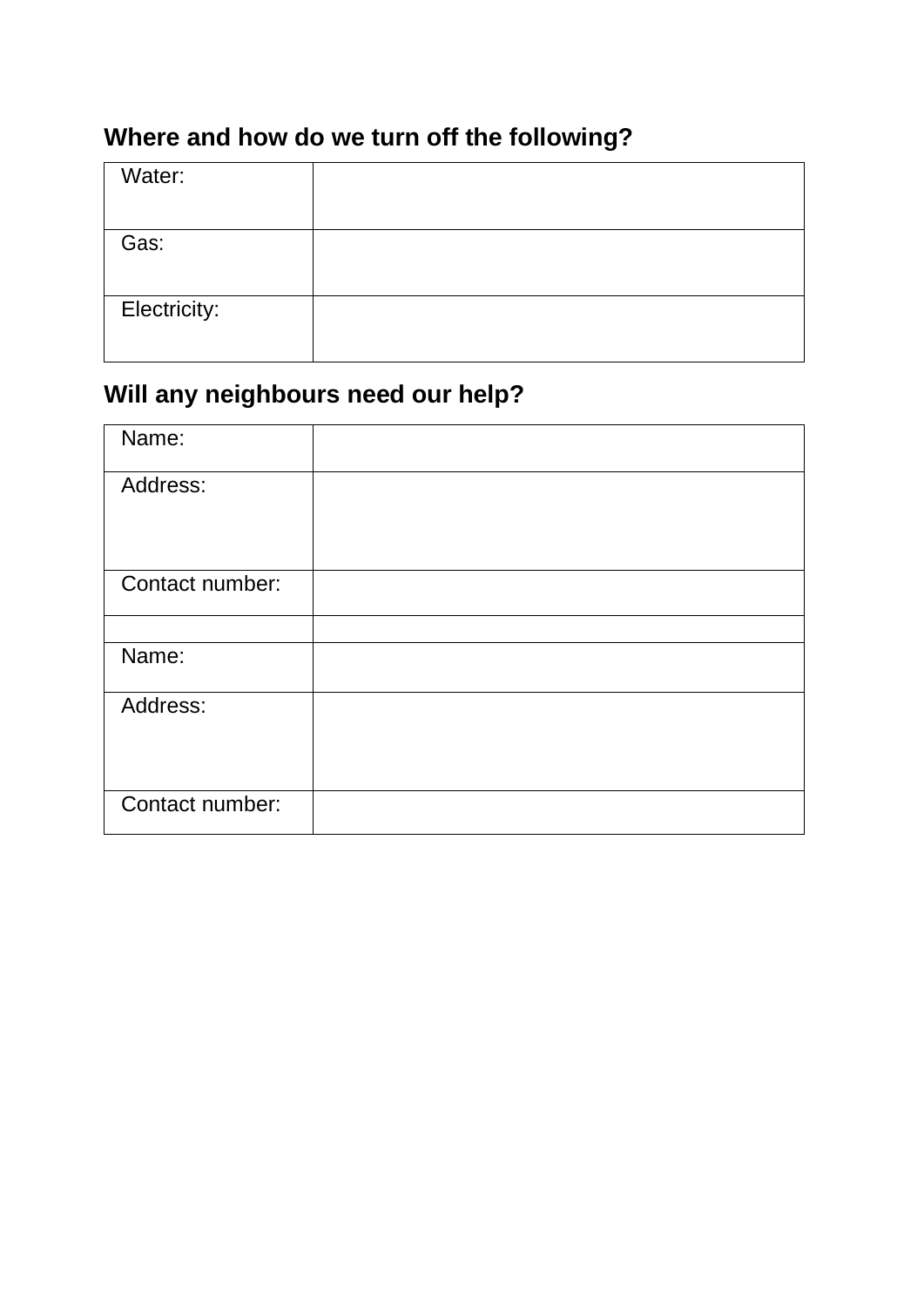## Where and how do we turn off the following?

| | |
|---|---|
| Water: | |
| Gas: | |
| Electricity: | |

## Will any neighbours need our help?

| | |
|---|---|
| Name: | |
| Address: | |
| Contact number: | |
| | |
| Name: | |
| Address: | |
| Contact number: | |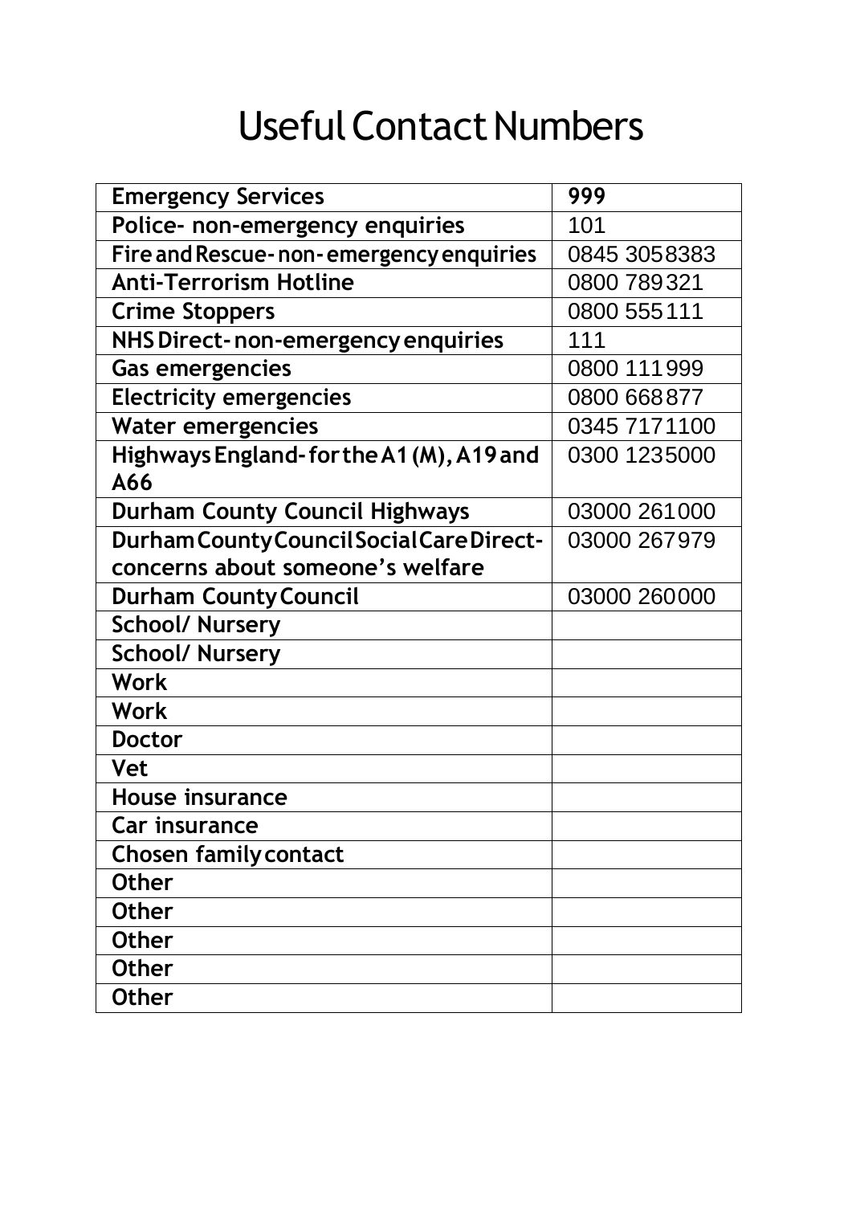# Useful Contact Numbers

| | |
|---|---|
| **Emergency Services** | **999** |
| **Police- non-emergency enquiries** | 101 |
| **Fire and Rescue- non- emergency enquiries** | 0845 3058383 |
| **Anti-Terrorism Hotline** | 0800 789321 |
| **Crime Stoppers** | 0800 555111 |
| **NHS Direct- non-emergency enquiries** | 111 |
| **Gas emergencies** | 0800 111999 |
| **Electricity emergencies** | 0800 668877 |
| **Water emergencies** | 0345 7171100 |
| **Highways England- for the A1 (M), A19 and A66** | 0300 1235000 |
| **Durham County Council Highways** | 03000 261000 |
| **Durham County Council Social Care Direct- concerns about someone's welfare** | 03000 267979 |
| **Durham County Council** | 03000 260000 |
| **School/ Nursery** | |
| **School/ Nursery** | |
| **Work** | |
| **Work** | |
| **Doctor** | |
| **Vet** | |
| **House insurance** | |
| **Car insurance** | |
| **Chosen family contact** | |
| **Other** | |
| **Other** | |
| **Other** | |
| **Other** | |
| **Other** | |